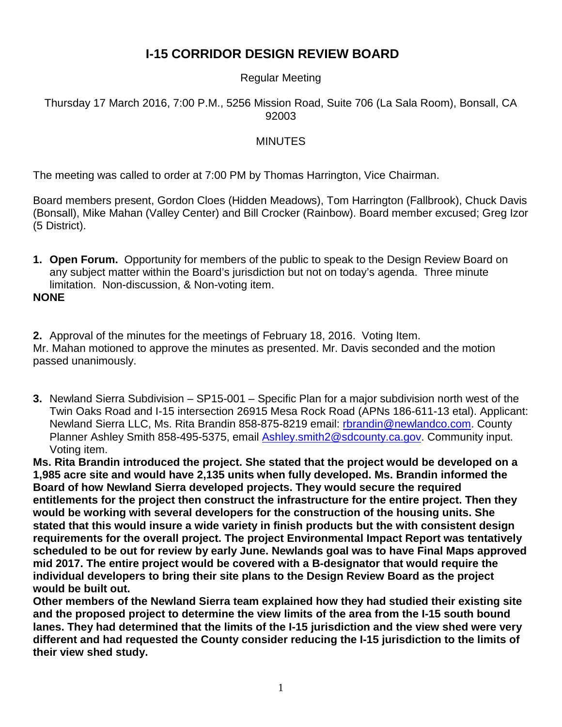# I-15 CORRIDOR DESIGN REVIEW BOARD

Regular Meeting

Thursday 17 March 2016, 7:00 P.M., 5256 Mission Road, Suite 706 (La Sala Room), Bonsall, CA 92003

MINUTES

The meeting was called to order at 7:00 PM by Thomas Harrington, Vice Chairman.

Board members present, Gordon Cloes (Hidden Meadows), Tom Harrington (Fallbrook), Chuck Davis (Bonsall), Mike Mahan (Valley Center) and Bill Crocker (Rainbow). Board member excused; Greg Izor (5 District).

1. **Open Forum.** Opportunity for members of the public to speak to the Design Review Board on any subject matter within the Board's jurisdiction but not on today's agenda. Three minute limitation. Non-discussion, & Non-voting item.

**NONE**

2. Approval of the minutes for the meetings of February 18, 2016. Voting Item.

Mr. Mahan motioned to approve the minutes as presented. Mr. Davis seconded and the motion passed unanimously.

3. Newland Sierra Subdivision – SP15-001 – Specific Plan for a major subdivision north west of the Twin Oaks Road and I-15 intersection 26915 Mesa Rock Road (APNs 186-611-13 etal). Applicant: Newland Sierra LLC, Ms. Rita Brandin 858-875-8219 email: rbrandin@newlandco.com. County Planner Ashley Smith 858-495-5375, email Ashley.smith2@sdcounty.ca.gov. Community input. Voting item.

**Ms. Rita Brandin introduced the project. She stated that the project would be developed on a 1,985 acre site and would have 2,135 units when fully developed. Ms. Brandin informed the Board of how Newland Sierra developed projects. They would secure the required entitlements for the project then construct the infrastructure for the entire project. Then they would be working with several developers for the construction of the housing units. She stated that this would insure a wide variety in finish products but the with consistent design requirements for the overall project. The project Environmental Impact Report was tentatively scheduled to be out for review by early June. Newlands goal was to have Final Maps approved mid 2017. The entire project would be covered with a B-designator that would require the individual developers to bring their site plans to the Design Review Board as the project would be built out.**

**Other members of the Newland Sierra team explained how they had studied their existing site and the proposed project to determine the view limits of the area from the I-15 south bound lanes. They had determined that the limits of the I-15 jurisdiction and the view shed were very different and had requested the County consider reducing the I-15 jurisdiction to the limits of their view shed study.**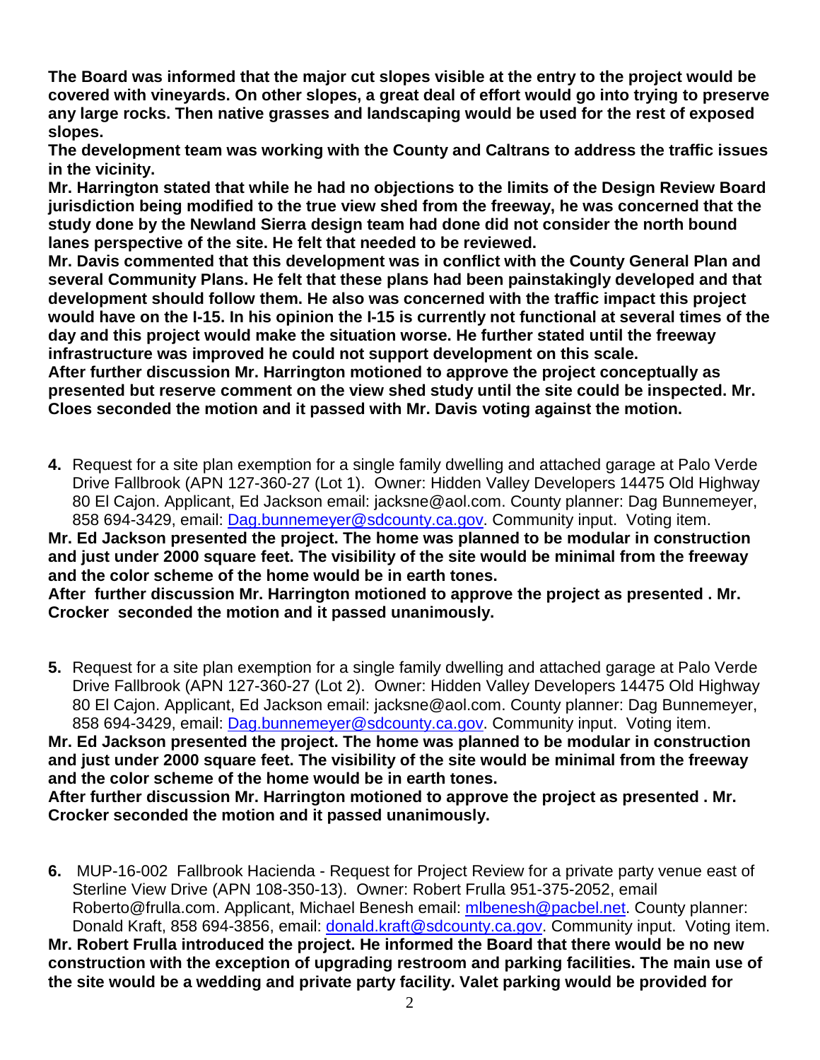**The Board was informed that the major cut slopes visible at the entry to the project would be covered with vineyards. On other slopes, a great deal of effort would go into trying to preserve any large rocks. Then native grasses and landscaping would be used for the rest of exposed slopes.**

**The development team was working with the County and Caltrans to address the traffic issues in the vicinity.**

**Mr. Harrington stated that while he had no objections to the limits of the Design Review Board jurisdiction being modified to the true view shed from the freeway, he was concerned that the study done by the Newland Sierra design team had done did not consider the north bound lanes perspective of the site. He felt that needed to be reviewed.**

**Mr. Davis commented that this development was in conflict with the County General Plan and several Community Plans. He felt that these plans had been painstakingly developed and that development should follow them. He also was concerned with the traffic impact this project would have on the I-15. In his opinion the I-15 is currently not functional at several times of the day and this project would make the situation worse. He further stated until the freeway infrastructure was improved he could not support development on this scale.**

**After further discussion Mr. Harrington motioned to approve the project conceptually as presented but reserve comment on the view shed study until the site could be inspected. Mr. Cloes seconded the motion and it passed with Mr. Davis voting against the motion.**

**4.** Request for a site plan exemption for a single family dwelling and attached garage at Palo Verde Drive Fallbrook (APN 127-360-27 (Lot 1). Owner: Hidden Valley Developers 14475 Old Highway 80 El Cajon. Applicant, Ed Jackson email: jacksne@aol.com. County planner: Dag Bunnemeyer, 858 694-3429, email: Dag.bunnemeyer@sdcounty.ca.gov. Community input. Voting item.

**Mr. Ed Jackson presented the project. The home was planned to be modular in construction and just under 2000 square feet. The visibility of the site would be minimal from the freeway and the color scheme of the home would be in earth tones.**

**After further discussion Mr. Harrington motioned to approve the project as presented . Mr. Crocker seconded the motion and it passed unanimously.**

**5.** Request for a site plan exemption for a single family dwelling and attached garage at Palo Verde Drive Fallbrook (APN 127-360-27 (Lot 2). Owner: Hidden Valley Developers 14475 Old Highway 80 El Cajon. Applicant, Ed Jackson email: jacksne@aol.com. County planner: Dag Bunnemeyer, 858 694-3429, email: Dag.bunnemeyer@sdcounty.ca.gov. Community input. Voting item.

**Mr. Ed Jackson presented the project. The home was planned to be modular in construction and just under 2000 square feet. The visibility of the site would be minimal from the freeway and the color scheme of the home would be in earth tones.**

**After further discussion Mr. Harrington motioned to approve the project as presented . Mr. Crocker seconded the motion and it passed unanimously.**

**6.** MUP-16-002 Fallbrook Hacienda - Request for Project Review for a private party venue east of Sterline View Drive (APN 108-350-13). Owner: Robert Frulla 951-375-2052, email Roberto@frulla.com. Applicant, Michael Benesh email: mlbenesh@pacbel.net. County planner: Donald Kraft, 858 694-3856, email: donald.kraft@sdcounty.ca.gov. Community input. Voting item.

**Mr. Robert Frulla introduced the project. He informed the Board that there would be no new construction with the exception of upgrading restroom and parking facilities. The main use of the site would be a wedding and private party facility. Valet parking would be provided for**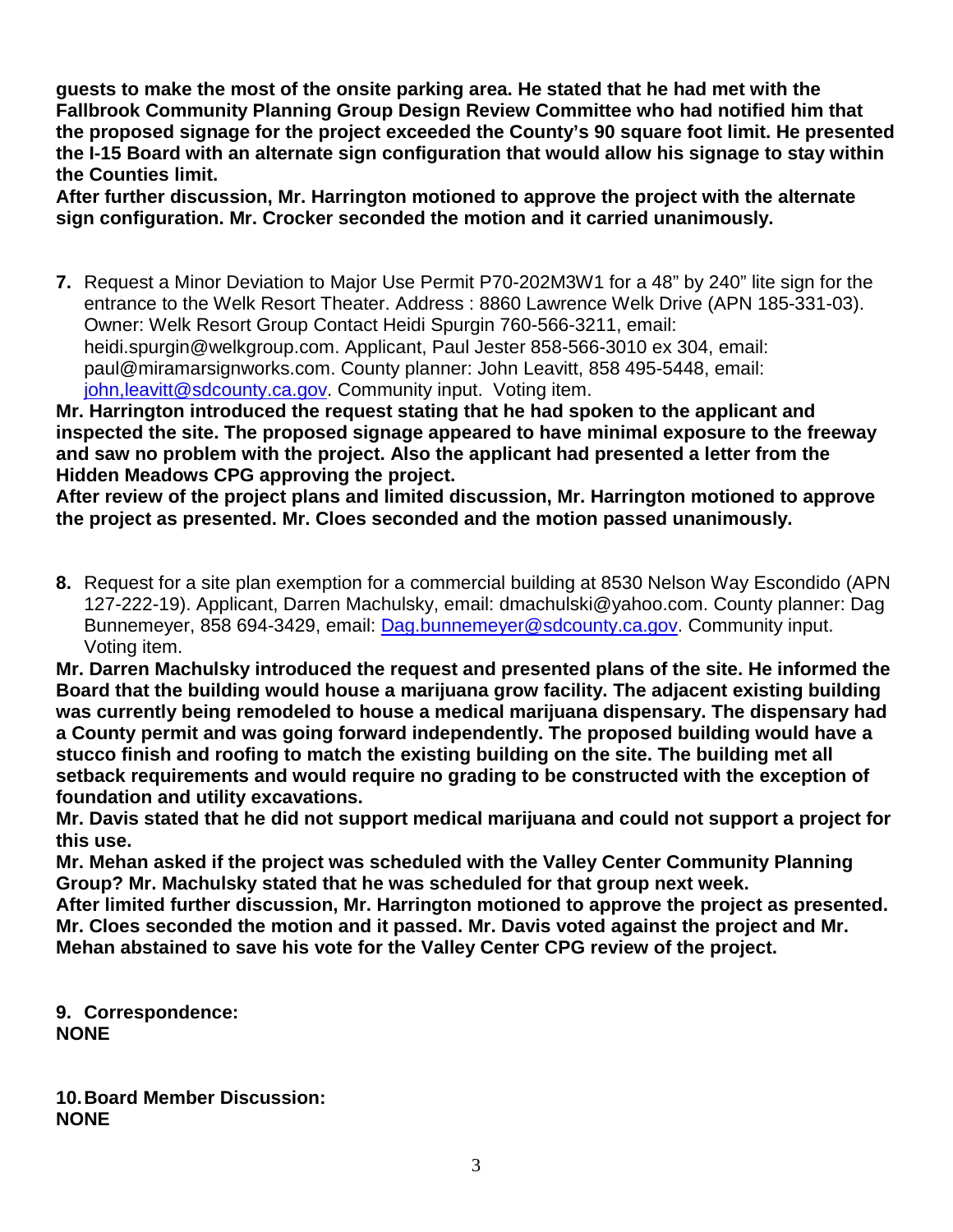**guests to make the most of the onsite parking area. He stated that he had met with the Fallbrook Community Planning Group Design Review Committee who had notified him that the proposed signage for the project exceeded the County's 90 square foot limit. He presented the I-15 Board with an alternate sign configuration that would allow his signage to stay within the Counties limit.**

**After further discussion, Mr. Harrington motioned to approve the project with the alternate sign configuration. Mr. Crocker seconded the motion and it carried unanimously.**

**7.** Request a Minor Deviation to Major Use Permit P70-202M3W1 for a 48" by 240" lite sign for the entrance to the Welk Resort Theater. Address : 8860 Lawrence Welk Drive (APN 185-331-03). Owner: Welk Resort Group Contact Heidi Spurgin 760-566-3211, email: heidi.spurgin@welkgroup.com. Applicant, Paul Jester 858-566-3010 ex 304, email: paul@miramarsignworks.com. County planner: John Leavitt, 858 495-5448, email: john,leavitt@sdcounty.ca.gov. Community input. Voting item.

**Mr. Harrington introduced the request stating that he had spoken to the applicant and inspected the site. The proposed signage appeared to have minimal exposure to the freeway and saw no problem with the project. Also the applicant had presented a letter from the Hidden Meadows CPG approving the project.**

**After review of the project plans and limited discussion, Mr. Harrington motioned to approve the project as presented. Mr. Cloes seconded and the motion passed unanimously.**

**8.** Request for a site plan exemption for a commercial building at 8530 Nelson Way Escondido (APN 127-222-19). Applicant, Darren Machulsky, email: dmachulski@yahoo.com. County planner: Dag Bunnemeyer, 858 694-3429, email: Dag.bunnemeyer@sdcounty.ca.gov. Community input. Voting item.

**Mr. Darren Machulsky introduced the request and presented plans of the site. He informed the Board that the building would house a marijuana grow facility. The adjacent existing building was currently being remodeled to house a medical marijuana dispensary. The dispensary had a County permit and was going forward independently. The proposed building would have a stucco finish and roofing to match the existing building on the site. The building met all setback requirements and would require no grading to be constructed with the exception of foundation and utility excavations.**

**Mr. Davis stated that he did not support medical marijuana and could not support a project for this use.**

**Mr. Mehan asked if the project was scheduled with the Valley Center Community Planning Group? Mr. Machulsky stated that he was scheduled for that group next week.**

**After limited further discussion, Mr. Harrington motioned to approve the project as presented. Mr. Cloes seconded the motion and it passed. Mr. Davis voted against the project and Mr. Mehan abstained to save his vote for the Valley Center CPG review of the project.**

**9. Correspondence:**
**NONE**

**10. Board Member Discussion:**
**NONE**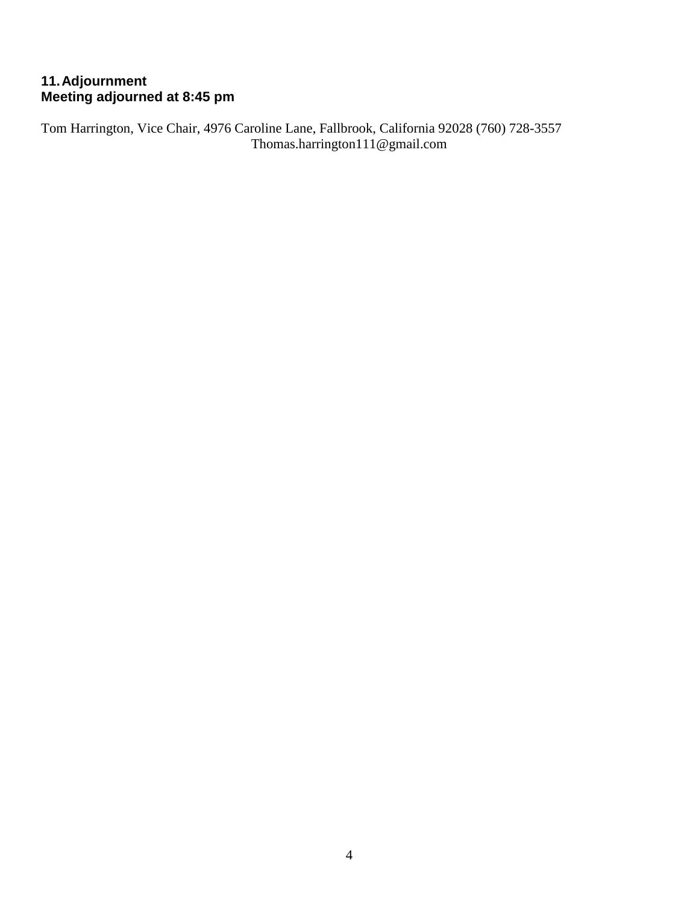**11. Adjournment**
**Meeting adjourned at 8:45 pm**

Tom Harrington, Vice Chair, 4976 Caroline Lane, Fallbrook, California 92028 (760) 728-3557
Thomas.harrington111@gmail.com